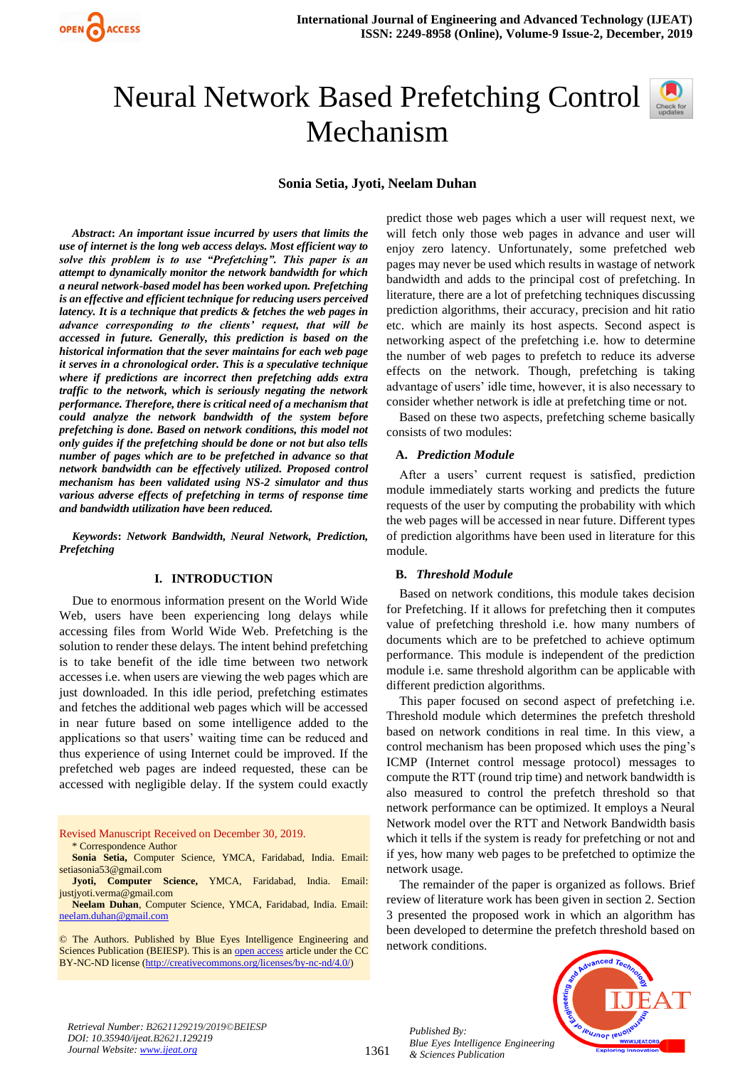# Neural Network Based Prefetching Control Mechanism

**Sonia Setia, Jyoti, Neelam Duhan**

***Abstract*: An important issue incurred by users that limits the use of internet is the long web access delays. Most efficient way to solve this problem is to use "Prefetching". This paper is an attempt to dynamically monitor the network bandwidth for which a neural network-based model has been worked upon. Prefetching is an effective and efficient technique for reducing users perceived latency. It is a technique that predicts & fetches the web pages in advance corresponding to the clients' request, that will be accessed in future. Generally, this prediction is based on the historical information that the sever maintains for each web page it serves in a chronological order. This is a speculative technique where if predictions are incorrect then prefetching adds extra traffic to the network, which is seriously negating the network performance. Therefore, there is critical need of a mechanism that could analyze the network bandwidth of the system before prefetching is done. Based on network conditions, this model not only guides if the prefetching should be done or not but also tells number of pages which are to be prefetched in advance so that network bandwidth can be effectively utilized. Proposed control mechanism has been validated using NS-2 simulator and thus various adverse effects of prefetching in terms of response time and bandwidth utilization have been reduced.***

***Keywords*: Network Bandwidth, Neural Network, Prediction, Prefetching**

## I. INTRODUCTION

Due to enormous information present on the World Wide Web, users have been experiencing long delays while accessing files from World Wide Web. Prefetching is the solution to render these delays. The intent behind prefetching is to take benefit of the idle time between two network accesses i.e. when users are viewing the web pages which are just downloaded. In this idle period, prefetching estimates and fetches the additional web pages which will be accessed in near future based on some intelligence added to the applications so that users' waiting time can be reduced and thus experience of using Internet could be improved. If the prefetched web pages are indeed requested, these can be accessed with negligible delay. If the system could exactly predict those web pages which a user will request next, we will fetch only those web pages in advance and user will enjoy zero latency. Unfortunately, some prefetched web pages may never be used which results in wastage of network bandwidth and adds to the principal cost of prefetching. In literature, there are a lot of prefetching techniques discussing prediction algorithms, their accuracy, precision and hit ratio etc. which are mainly its host aspects. Second aspect is networking aspect of the prefetching i.e. how to determine the number of web pages to prefetch to reduce its adverse effects on the network. Though, prefetching is taking advantage of users' idle time, however, it is also necessary to consider whether network is idle at prefetching time or not.

Based on these two aspects, prefetching scheme basically consists of two modules:

### A. *Prediction Module*

After a users' current request is satisfied, prediction module immediately starts working and predicts the future requests of the user by computing the probability with which the web pages will be accessed in near future. Different types of prediction algorithms have been used in literature for this module.

### B. *Threshold Module*

Based on network conditions, this module takes decision for Prefetching. If it allows for prefetching then it computes value of prefetching threshold i.e. how many numbers of documents which are to be prefetched to achieve optimum performance. This module is independent of the prediction module i.e. same threshold algorithm can be applicable with different prediction algorithms.

This paper focused on second aspect of prefetching i.e. Threshold module which determines the prefetch threshold based on network conditions in real time. In this view, a control mechanism has been proposed which uses the ping's ICMP (Internet control message protocol) messages to compute the RTT (round trip time) and network bandwidth is also measured to control the prefetch threshold so that network performance can be optimized. It employs a Neural Network model over the RTT and Network Bandwidth basis which it tells if the system is ready for prefetching or not and if yes, how many web pages to be prefetched to optimize the network usage.

The remainder of the paper is organized as follows. Brief review of literature work has been given in section 2. Section 3 presented the proposed work in which an algorithm has been developed to determine the prefetch threshold based on network conditions.

Revised Manuscript Received on December 30, 2019.

\* Correspondence Author

**Sonia Setia,** Computer Science, YMCA, Faridabad, India. Email: setiasonia53@gmail.com

**Jyoti, Computer Science,** YMCA, Faridabad, India. Email: justjyoti.verma@gmail.com

**Neelam Duhan**, Computer Science, YMCA, Faridabad, India. Email: neelam.duhan@gmail.com

© The Authors. Published by Blue Eyes Intelligence Engineering and Sciences Publication (BEIESP). This is an open access article under the CC BY-NC-ND license (http://creativecommons.org/licenses/by-nc-nd/4.0/)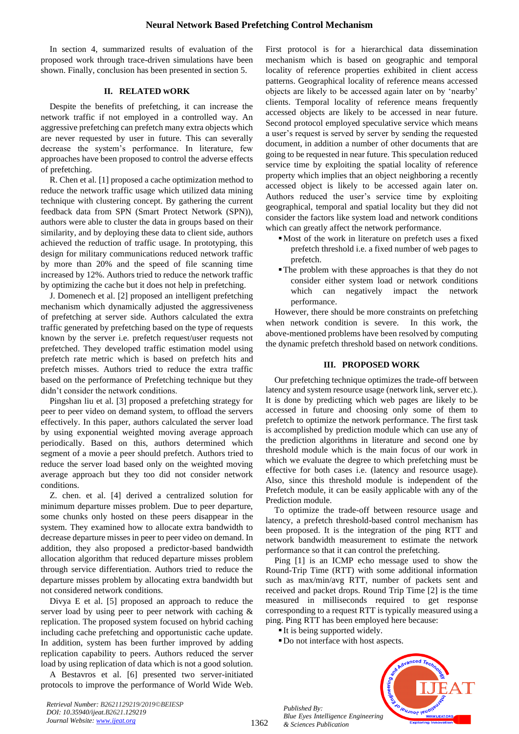In section 4, summarized results of evaluation of the proposed work through trace-driven simulations have been shown. Finally, conclusion has been presented in section 5.

## II. RELATED WORK

Despite the benefits of prefetching, it can increase the network traffic if not employed in a controlled way. An aggressive prefetching can prefetch many extra objects which are never requested by user in future. This can severally decrease the system's performance. In literature, few approaches have been proposed to control the adverse effects of prefetching.

R. Chen et al. [1] proposed a cache optimization method to reduce the network traffic usage which utilized data mining technique with clustering concept. By gathering the current feedback data from SPN (Smart Protect Network (SPN)), authors were able to cluster the data in groups based on their similarity, and by deploying these data to client side, authors achieved the reduction of traffic usage. In prototyping, this design for military communications reduced network traffic by more than 20% and the speed of file scanning time increased by 12%. Authors tried to reduce the network traffic by optimizing the cache but it does not help in prefetching.

J. Domenech et al. [2] proposed an intelligent prefetching mechanism which dynamically adjusted the aggressiveness of prefetching at server side. Authors calculated the extra traffic generated by prefetching based on the type of requests known by the server i.e. prefetch request/user requests not prefetched. They developed traffic estimation model using prefetch rate metric which is based on prefetch hits and prefetch misses. Authors tried to reduce the extra traffic based on the performance of Prefetching technique but they didn't consider the network conditions.

Pingshan liu et al. [3] proposed a prefetching strategy for peer to peer video on demand system, to offload the servers effectively. In this paper, authors calculated the server load by using exponential weighted moving average approach periodically. Based on this, authors determined which segment of a movie a peer should prefetch. Authors tried to reduce the server load based only on the weighted moving average approach but they too did not consider network conditions.

Z. chen. et al. [4] derived a centralized solution for minimum departure misses problem. Due to peer departure, some chunks only hosted on these peers disappear in the system. They examined how to allocate extra bandwidth to decrease departure misses in peer to peer video on demand. In addition, they also proposed a predictor-based bandwidth allocation algorithm that reduced departure misses problem through service differentiation. Authors tried to reduce the departure misses problem by allocating extra bandwidth but not considered network conditions.

Divya E et al. [5] proposed an approach to reduce the server load by using peer to peer network with caching & replication. The proposed system focused on hybrid caching including cache prefetching and opportunistic cache update. In addition, system has been further improved by adding replication capability to peers. Authors reduced the server load by using replication of data which is not a good solution.

A Bestavros et al. [6] presented two server-initiated protocols to improve the performance of World Wide Web. First protocol is for a hierarchical data dissemination mechanism which is based on geographic and temporal locality of reference properties exhibited in client access patterns. Geographical locality of reference means accessed objects are likely to be accessed again later on by 'nearby' clients. Temporal locality of reference means frequently accessed objects are likely to be accessed in near future. Second protocol employed speculative service which means a user's request is served by server by sending the requested document, in addition a number of other documents that are going to be requested in near future. This speculation reduced service time by exploiting the spatial locality of reference property which implies that an object neighboring a recently accessed object is likely to be accessed again later on. Authors reduced the user's service time by exploiting geographical, temporal and spatial locality but they did not consider the factors like system load and network conditions which can greatly affect the network performance.

- Most of the work in literature on prefetch uses a fixed prefetch threshold i.e. a fixed number of web pages to prefetch.
- The problem with these approaches is that they do not consider either system load or network conditions which can negatively impact the network performance.

However, there should be more constraints on prefetching when network condition is severe. In this work, the above-mentioned problems have been resolved by computing the dynamic prefetch threshold based on network conditions.

## III. PROPOSED WORK

Our prefetching technique optimizes the trade-off between latency and system resource usage (network link, server etc.). It is done by predicting which web pages are likely to be accessed in future and choosing only some of them to prefetch to optimize the network performance. The first task is accomplished by prediction module which can use any of the prediction algorithms in literature and second one by threshold module which is the main focus of our work in which we evaluate the degree to which prefetching must be effective for both cases i.e. (latency and resource usage). Also, since this threshold module is independent of the Prefetch module, it can be easily applicable with any of the Prediction module.

To optimize the trade-off between resource usage and latency, a prefetch threshold-based control mechanism has been proposed. It is the integration of the ping RTT and network bandwidth measurement to estimate the network performance so that it can control the prefetching.

Ping [1] is an ICMP echo message used to show the Round-Trip Time (RTT) with some additional information such as max/min/avg RTT, number of packets sent and received and packet drops. Round Trip Time [2] is the time measured in milliseconds required to get response corresponding to a request RTT is typically measured using a ping. Ping RTT has been employed here because:

- It is being supported widely.
- Do not interface with host aspects.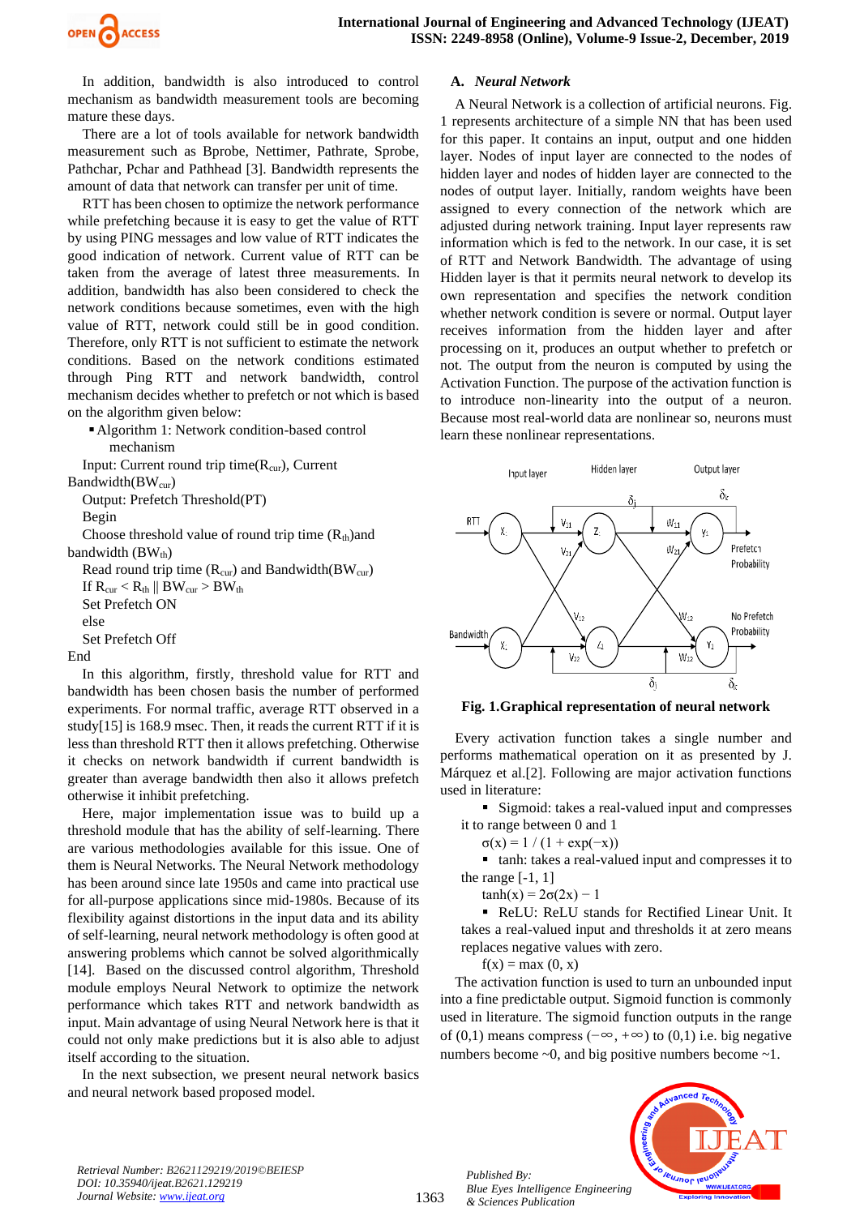In addition, bandwidth is also introduced to control mechanism as bandwidth measurement tools are becoming mature these days.

There are a lot of tools available for network bandwidth measurement such as Bprobe, Nettimer, Pathrate, Sprobe, Pathchar, Pchar and Pathhead [3]. Bandwidth represents the amount of data that network can transfer per unit of time.

RTT has been chosen to optimize the network performance while prefetching because it is easy to get the value of RTT by using PING messages and low value of RTT indicates the good indication of network. Current value of RTT can be taken from the average of latest three measurements. In addition, bandwidth has also been considered to check the network conditions because sometimes, even with the high value of RTT, network could still be in good condition. Therefore, only RTT is not sufficient to estimate the network conditions. Based on the network conditions estimated through Ping RTT and network bandwidth, control mechanism decides whether to prefetch or not which is based on the algorithm given below:

- Algorithm 1: Network condition-based control mechanism

Input: Current round trip time($R_{cur}$), Current Bandwidth($BW_{cur}$)

Output: Prefetch Threshold(PT)

Begin

Choose threshold value of round trip time ($R_{th}$)and bandwidth ($BW_{th}$)

Read round trip time ($R_{cur}$) and Bandwidth($BW_{cur}$)

If $R_{cur} < R_{th}$ || $BW_{cur} > BW_{th}$

Set Prefetch ON

else

Set Prefetch Off

End

In this algorithm, firstly, threshold value for RTT and bandwidth has been chosen basis the number of performed experiments. For normal traffic, average RTT observed in a study[15] is 168.9 msec. Then, it reads the current RTT if it is less than threshold RTT then it allows prefetching. Otherwise it checks on network bandwidth if current bandwidth is greater than average bandwidth then also it allows prefetch otherwise it inhibit prefetching.

Here, major implementation issue was to build up a threshold module that has the ability of self-learning. There are various methodologies available for this issue. One of them is Neural Networks. The Neural Network methodology has been around since late 1950s and came into practical use for all-purpose applications since mid-1980s. Because of its flexibility against distortions in the input data and its ability of self-learning, neural network methodology is often good at answering problems which cannot be solved algorithmically [14]. Based on the discussed control algorithm, Threshold module employs Neural Network to optimize the network performance which takes RTT and network bandwidth as input. Main advantage of using Neural Network here is that it could not only make predictions but it is also able to adjust itself according to the situation.

In the next subsection, we present neural network basics and neural network based proposed model.

### A. *Neural Network*

A Neural Network is a collection of artificial neurons. Fig. 1 represents architecture of a simple NN that has been used for this paper. It contains an input, output and one hidden layer. Nodes of input layer are connected to the nodes of hidden layer and nodes of hidden layer are connected to the nodes of output layer. Initially, random weights have been assigned to every connection of the network which are adjusted during network training. Input layer represents raw information which is fed to the network. In our case, it is set of RTT and Network Bandwidth. The advantage of using Hidden layer is that it permits neural network to develop its own representation and specifies the network condition whether network condition is severe or normal. Output layer receives information from the hidden layer and after processing on it, produces an output whether to prefetch or not. The output from the neuron is computed by using the Activation Function. The purpose of the activation function is to introduce non-linearity into the output of a neuron. Because most real-world data are nonlinear so, neurons must learn these nonlinear representations.

**Fig. 1.Graphical representation of neural network**

Every activation function takes a single number and performs mathematical operation on it as presented by J. Márquez et al.[2]. Following are major activation functions used in literature:

- Sigmoid: takes a real-valued input and compresses it to range between 0 and 1

$$\sigma(x) = 1 / (1 + \exp(-x))$$

- tanh: takes a real-valued input and compresses it to the range [-1, 1]

$$\tanh(x) = 2\sigma(2x) - 1$$

- ReLU: ReLU stands for Rectified Linear Unit. It takes a real-valued input and thresholds it at zero means replaces negative values with zero.

$$f(x) = \max(0, x)$$

The activation function is used to turn an unbounded input into a fine predictable output. Sigmoid function is commonly used in literature. The sigmoid function outputs in the range of (0,1) means compress $(-\infty, +\infty)$ to (0,1) i.e. big negative numbers become ~0, and big positive numbers become ~1.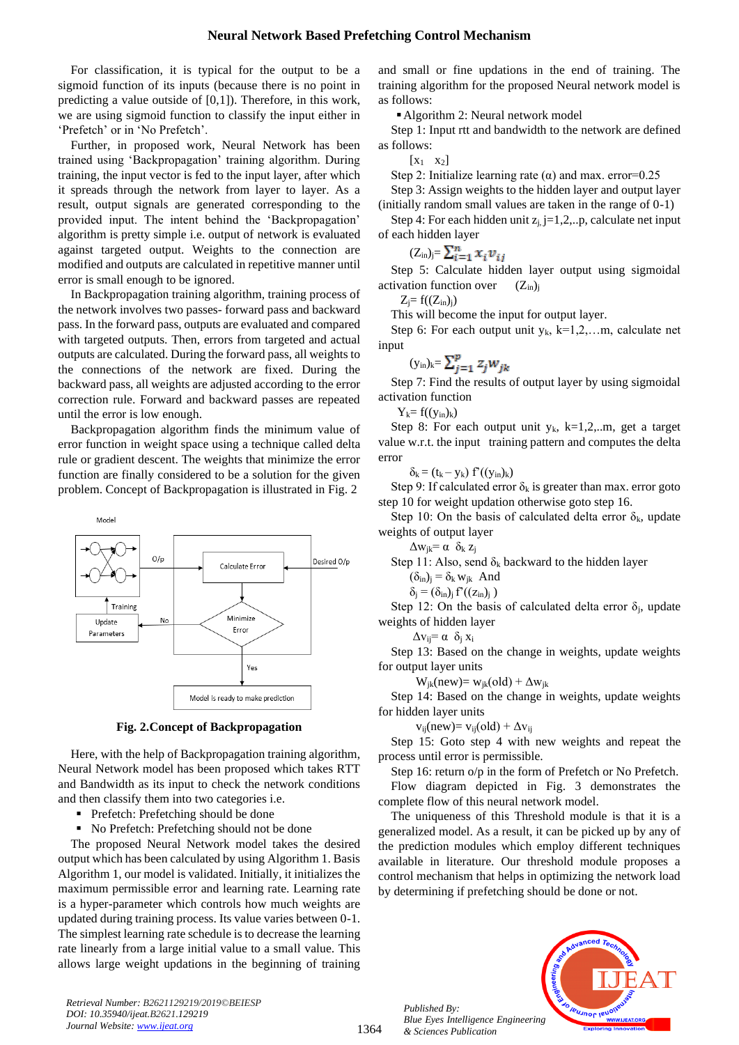For classification, it is typical for the output to be a sigmoid function of its inputs (because there is no point in predicting a value outside of [0,1]). Therefore, in this work, we are using sigmoid function to classify the input either in 'Prefetch' or in 'No Prefetch'.

Further, in proposed work, Neural Network has been trained using 'Backpropagation' training algorithm. During training, the input vector is fed to the input layer, after which it spreads through the network from layer to layer. As a result, output signals are generated corresponding to the provided input. The intent behind the 'Backpropagation' algorithm is pretty simple i.e. output of network is evaluated against targeted output. Weights to the connection are modified and outputs are calculated in repetitive manner until error is small enough to be ignored.

In Backpropagation training algorithm, training process of the network involves two passes- forward pass and backward pass. In the forward pass, outputs are evaluated and compared with targeted outputs. Then, errors from targeted and actual outputs are calculated. During the forward pass, all weights to the connections of the network are fixed. During the backward pass, all weights are adjusted according to the error correction rule. Forward and backward passes are repeated until the error is low enough.

Backpropagation algorithm finds the minimum value of error function in weight space using a technique called delta rule or gradient descent. The weights that minimize the error function are finally considered to be a solution for the given problem. Concept of Backpropagation is illustrated in Fig. 2

Model

O/p

Desired O/p

Calculate Error

Training

Update Parameters

No

Minimize Error

Yes

Model is ready to make prediction

**Fig. 2.Concept of Backpropagation**

Here, with the help of Backpropagation training algorithm, Neural Network model has been proposed which takes RTT and Bandwidth as its input to check the network conditions and then classify them into two categories i.e.

- Prefetch: Prefetching should be done
- No Prefetch: Prefetching should not be done

The proposed Neural Network model takes the desired output which has been calculated by using Algorithm 1. Basis Algorithm 1, our model is validated. Initially, it initializes the maximum permissible error and learning rate. Learning rate is a hyper-parameter which controls how much weights are updated during training process. Its value varies between 0-1. The simplest learning rate schedule is to decrease the learning rate linearly from a large initial value to a small value. This allows large weight updations in the beginning of training and small or fine updations in the end of training. The training algorithm for the proposed Neural network model is as follows:

- Algorithm 2: Neural network model

Step 1: Input rtt and bandwidth to the network are defined as follows:

$[x_1 \quad x_2]$

Step 2: Initialize learning rate (α) and max. error=0.25

Step 3: Assign weights to the hidden layer and output layer (initially random small values are taken in the range of 0-1)

Step 4: For each hidden unit $z_j$, j=1,2,..p, calculate net input of each hidden layer

$$(Z_{in})_j = \sum_{i=1}^{n} x_i v_{ij}$$

Step 5: Calculate hidden layer output using sigmoidal activation function over $(Z_{in})_j$

$$Z_j = f((Z_{in})_j)$$

This will become the input for output layer.

Step 6: For each output unit $y_k$, k=1,2,…m, calculate net input

$$(y_{in})_k = \sum_{j=1}^{p} z_j w_{jk}$$

Step 7: Find the results of output layer by using sigmoidal activation function

$$Y_k = f((y_{in})_k)$$

Step 8: For each output unit $y_k$, k=1,2,..m, get a target value w.r.t. the input training pattern and computes the delta error

$$\delta_k = (t_k - y_k)\, f'((y_{in})_k)$$

Step 9: If calculated error $\delta_k$ is greater than max. error goto step 10 for weight updation otherwise goto step 16.

Step 10: On the basis of calculated delta error $\delta_k$, update weights of output layer

$$\Delta w_{jk} = \alpha\ \delta_k\ z_j$$

Step 11: Also, send $\delta_k$ backward to the hidden layer

$$(\delta_{in})_j = \delta_k\, w_{jk} \quad \text{And}$$

$$\delta_j = (\delta_{in})_j\, f'((z_{in})_j)$$

Step 12: On the basis of calculated delta error $\delta_j$, update weights of hidden layer

$$\Delta v_{ij} = \alpha\ \delta_j\ x_i$$

Step 13: Based on the change in weights, update weights for output layer units

$$W_{jk}(new) = w_{jk}(old) + \Delta w_{jk}$$

Step 14: Based on the change in weights, update weights for hidden layer units

$$v_{ij}(new) = v_{ij}(old) + \Delta v_{ij}$$

Step 15: Goto step 4 with new weights and repeat the process until error is permissible.

Step 16: return o/p in the form of Prefetch or No Prefetch.

Flow diagram depicted in Fig. 3 demonstrates the complete flow of this neural network model.

The uniqueness of this Threshold module is that it is a generalized model. As a result, it can be picked up by any of the prediction modules which employ different techniques available in literature. Our threshold module proposes a control mechanism that helps in optimizing the network load by determining if prefetching should be done or not.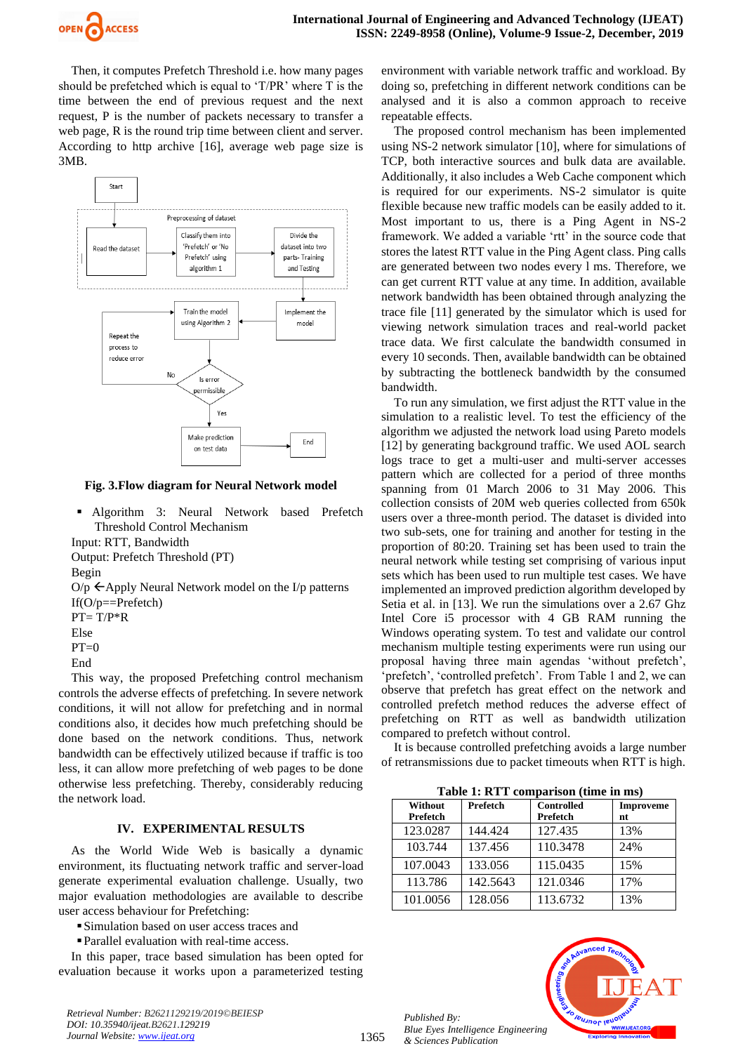Then, it computes Prefetch Threshold i.e. how many pages should be prefetched which is equal to 'T/PR' where T is the time between the end of previous request and the next request, P is the number of packets necessary to transfer a web page, R is the round trip time between client and server. According to http archive [16], average web page size is 3MB.

**Fig. 3.Flow diagram for Neural Network model**

- Algorithm 3: Neural Network based Prefetch Threshold Control Mechanism

Input: RTT, Bandwidth
Output: Prefetch Threshold (PT)
Begin
O/p ←Apply Neural Network model on the I/p patterns
If(O/p==Prefetch)
PT= T/P*R
Else
PT=0
End

This way, the proposed Prefetching control mechanism controls the adverse effects of prefetching. In severe network conditions, it will not allow for prefetching and in normal conditions also, it decides how much prefetching should be done based on the network conditions. Thus, network bandwidth can be effectively utilized because if traffic is too less, it can allow more prefetching of web pages to be done otherwise less prefetching. Thereby, considerably reducing the network load.

## IV. EXPERIMENTAL RESULTS

As the World Wide Web is basically a dynamic environment, its fluctuating network traffic and server-load generate experimental evaluation challenge. Usually, two major evaluation methodologies are available to describe user access behaviour for Prefetching:

- Simulation based on user access traces and
- Parallel evaluation with real-time access.

In this paper, trace based simulation has been opted for evaluation because it works upon a parameterized testing environment with variable network traffic and workload. By doing so, prefetching in different network conditions can be analysed and it is also a common approach to receive repeatable effects.

The proposed control mechanism has been implemented using NS-2 network simulator [10], where for simulations of TCP, both interactive sources and bulk data are available. Additionally, it also includes a Web Cache component which is required for our experiments. NS-2 simulator is quite flexible because new traffic models can be easily added to it. Most important to us, there is a Ping Agent in NS-2 framework. We added a variable 'rtt' in the source code that stores the latest RTT value in the Ping Agent class. Ping calls are generated between two nodes every l ms. Therefore, we can get current RTT value at any time. In addition, available network bandwidth has been obtained through analyzing the trace file [11] generated by the simulator which is used for viewing network simulation traces and real-world packet trace data. We first calculate the bandwidth consumed in every 10 seconds. Then, available bandwidth can be obtained by subtracting the bottleneck bandwidth by the consumed bandwidth.

To run any simulation, we first adjust the RTT value in the simulation to a realistic level. To test the efficiency of the algorithm we adjusted the network load using Pareto models [12] by generating background traffic. We used AOL search logs trace to get a multi-user and multi-server accesses pattern which are collected for a period of three months spanning from 01 March 2006 to 31 May 2006. This collection consists of 20M web queries collected from 650k users over a three-month period. The dataset is divided into two sub-sets, one for training and another for testing in the proportion of 80:20. Training set has been used to train the neural network while testing set comprising of various input sets which has been used to run multiple test cases. We have implemented an improved prediction algorithm developed by Setia et al. in [13]. We run the simulations over a 2.67 Ghz Intel Core i5 processor with 4 GB RAM running the Windows operating system. To test and validate our control mechanism multiple testing experiments were run using our proposal having three main agendas 'without prefetch', 'prefetch', 'controlled prefetch'. From Table 1 and 2, we can observe that prefetch has great effect on the network and controlled prefetch method reduces the adverse effect of prefetching on RTT as well as bandwidth utilization compared to prefetch without control.

It is because controlled prefetching avoids a large number of retransmissions due to packet timeouts when RTT is high.

**Table 1: RTT comparison (time in ms)**

| Without Prefetch | Prefetch | Controlled Prefetch | Improvement |
|---|---|---|---|
| 123.0287 | 144.424 | 127.435 | 13% |
| 103.744 | 137.456 | 110.3478 | 24% |
| 107.0043 | 133.056 | 115.0435 | 15% |
| 113.786 | 142.5643 | 121.0346 | 17% |
| 101.0056 | 128.056 | 113.6732 | 13% |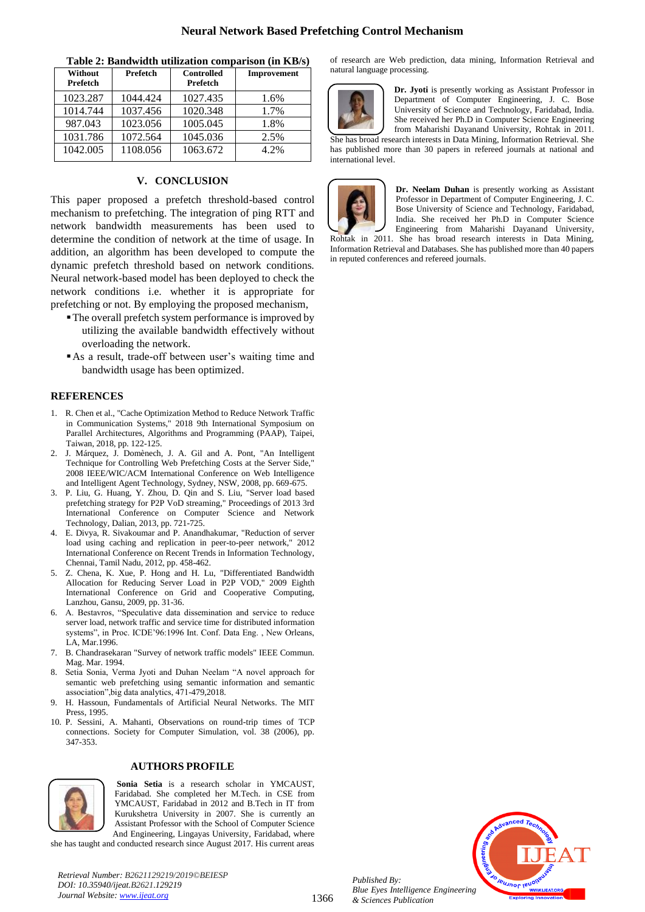**Table 2: Bandwidth utilization comparison (in KB/s)**

| Without Prefetch | Prefetch | Controlled Prefetch | Improvement |
|---|---|---|---|
| 1023.287 | 1044.424 | 1027.435 | 1.6% |
| 1014.744 | 1037.456 | 1020.348 | 1.7% |
| 987.043 | 1023.056 | 1005.045 | 1.8% |
| 1031.786 | 1072.564 | 1045.036 | 2.5% |
| 1042.005 | 1108.056 | 1063.672 | 4.2% |

## V. CONCLUSION

This paper proposed a prefetch threshold-based control mechanism to prefetching. The integration of ping RTT and network bandwidth measurements has been used to determine the condition of network at the time of usage. In addition, an algorithm has been developed to compute the dynamic prefetch threshold based on network conditions. Neural network-based model has been deployed to check the network conditions i.e. whether it is appropriate for prefetching or not. By employing the proposed mechanism,

- The overall prefetch system performance is improved by utilizing the available bandwidth effectively without overloading the network.
- As a result, trade-off between user's waiting time and bandwidth usage has been optimized.

## REFERENCES

1. R. Chen et al., "Cache Optimization Method to Reduce Network Traffic in Communication Systems," 2018 9th International Symposium on Parallel Architectures, Algorithms and Programming (PAAP), Taipei, Taiwan, 2018, pp. 122-125.
2. J. Márquez, J. Domènech, J. A. Gil and A. Pont, "An Intelligent Technique for Controlling Web Prefetching Costs at the Server Side," 2008 IEEE/WIC/ACM International Conference on Web Intelligence and Intelligent Agent Technology, Sydney, NSW, 2008, pp. 669-675.
3. P. Liu, G. Huang, Y. Zhou, D. Qin and S. Liu, "Server load based prefetching strategy for P2P VoD streaming," Proceedings of 2013 3rd International Conference on Computer Science and Network Technology, Dalian, 2013, pp. 721-725.
4. E. Divya, R. Sivakoumar and P. Anandhakumar, "Reduction of server load using caching and replication in peer-to-peer network," 2012 International Conference on Recent Trends in Information Technology, Chennai, Tamil Nadu, 2012, pp. 458-462.
5. Z. Chena, K. Xue, P. Hong and H. Lu, "Differentiated Bandwidth Allocation for Reducing Server Load in P2P VOD," 2009 Eighth International Conference on Grid and Cooperative Computing, Lanzhou, Gansu, 2009, pp. 31-36.
6. A. Bestavros, "Speculative data dissemination and service to reduce server load, network traffic and service time for distributed information systems", in Proc. ICDE'96:1996 Int. Conf. Data Eng. , New Orleans, LA, Mar.1996.
7. B. Chandrasekaran "Survey of network traffic models" IEEE Commun. Mag. Mar. 1994.
8. Setia Sonia, Verma Jyoti and Duhan Neelam "A novel approach for semantic web prefetching using semantic information and semantic association",big data analytics, 471-479,2018.
9. H. Hassoun, Fundamentals of Artificial Neural Networks. The MIT Press, 1995.
10. P. Sessini, A. Mahanti, Observations on round-trip times of TCP connections. Society for Computer Simulation, vol. 38 (2006), pp. 347-353.

## AUTHORS PROFILE

**Sonia Setia** is a research scholar in YMCAUST, Faridabad. She completed her M.Tech. in CSE from YMCAUST, Faridabad in 2012 and B.Tech in IT from Kurukshetra University in 2007. She is currently an Assistant Professor with the School of Computer Science And Engineering, Lingayas University, Faridabad, where she has taught and conducted research since August 2017. His current areas of research are Web prediction, data mining, Information Retrieval and natural language processing.

**Dr. Jyoti** is presently working as Assistant Professor in Department of Computer Engineering, J. C. Bose University of Science and Technology, Faridabad, India. She received her Ph.D in Computer Science Engineering from Maharishi Dayanand University, Rohtak in 2011. She has broad research interests in Data Mining, Information Retrieval. She has published more than 30 papers in refereed journals at national and international level.

**Dr. Neelam Duhan** is presently working as Assistant Professor in Department of Computer Engineering, J. C. Bose University of Science and Technology, Faridabad, India. She received her Ph.D in Computer Science Engineering from Maharishi Dayanand University, Rohtak in 2011. She has broad research interests in Data Mining, Information Retrieval and Databases. She has published more than 40 papers in reputed conferences and refereed journals.